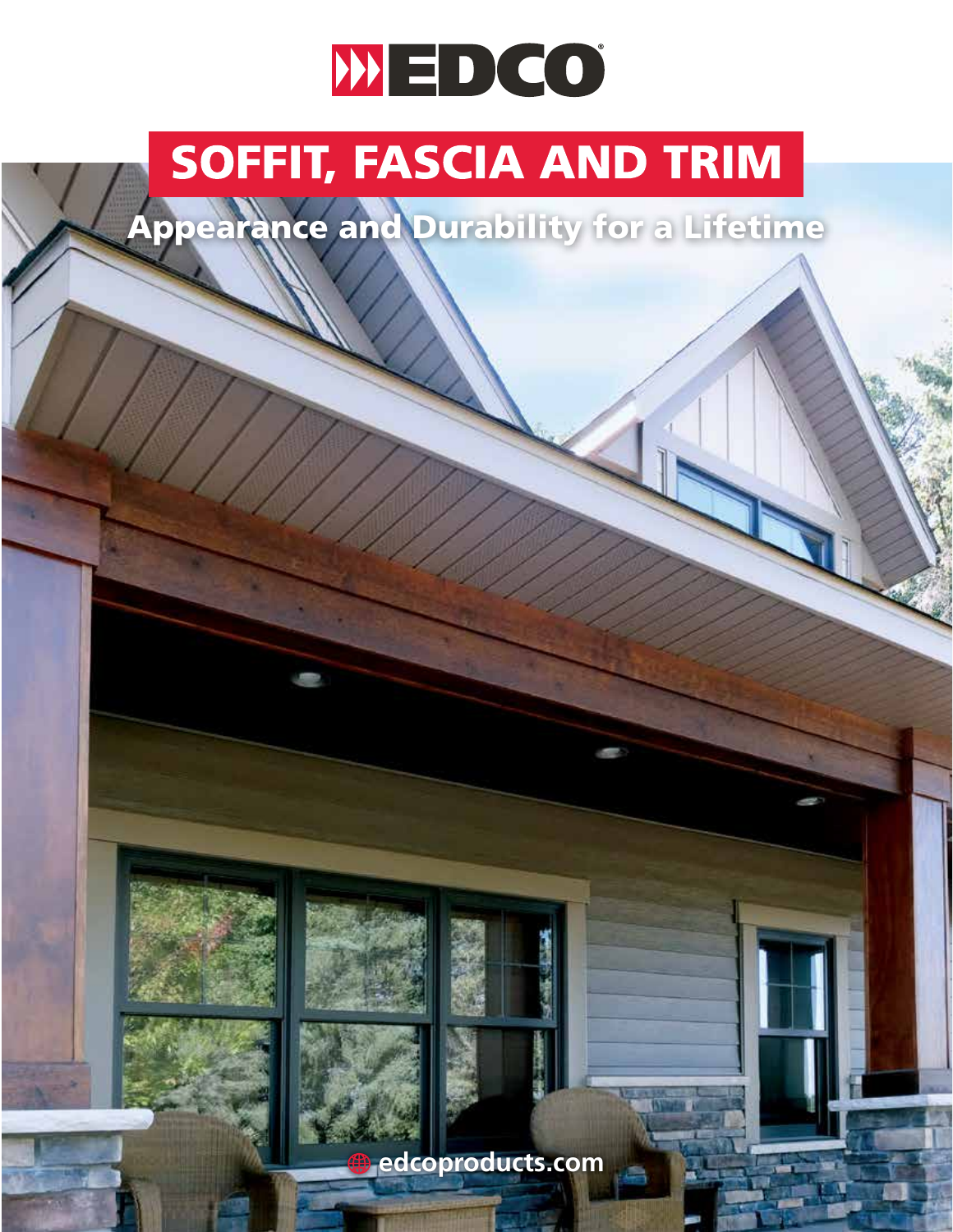# EDCO

# SOFFIT, FASCIA AND TRIM

## Appearance and Durability for a Lifetime

edcoproducts.com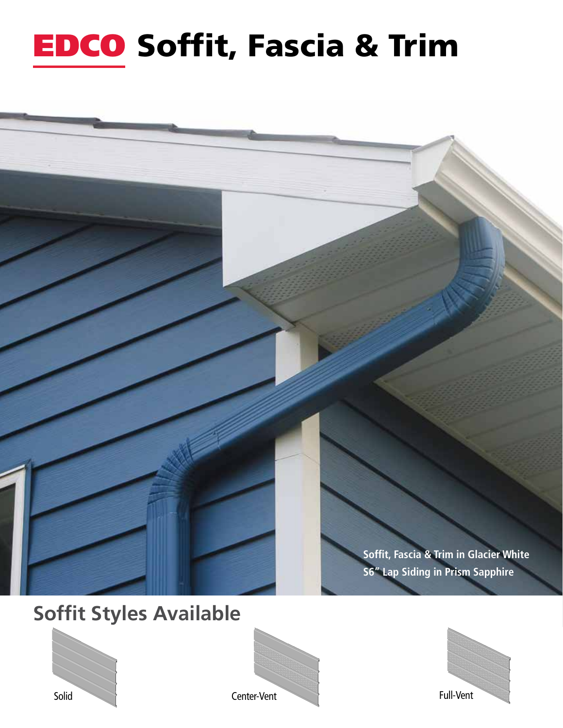# EDCO Soffit, Fascia & Trim

Soffit, Fascia & Trim in Glacier White
S6" Lap Siding in Prism Sapphire

## Soffit Styles Available

Solid

Center-Vent

Full-Vent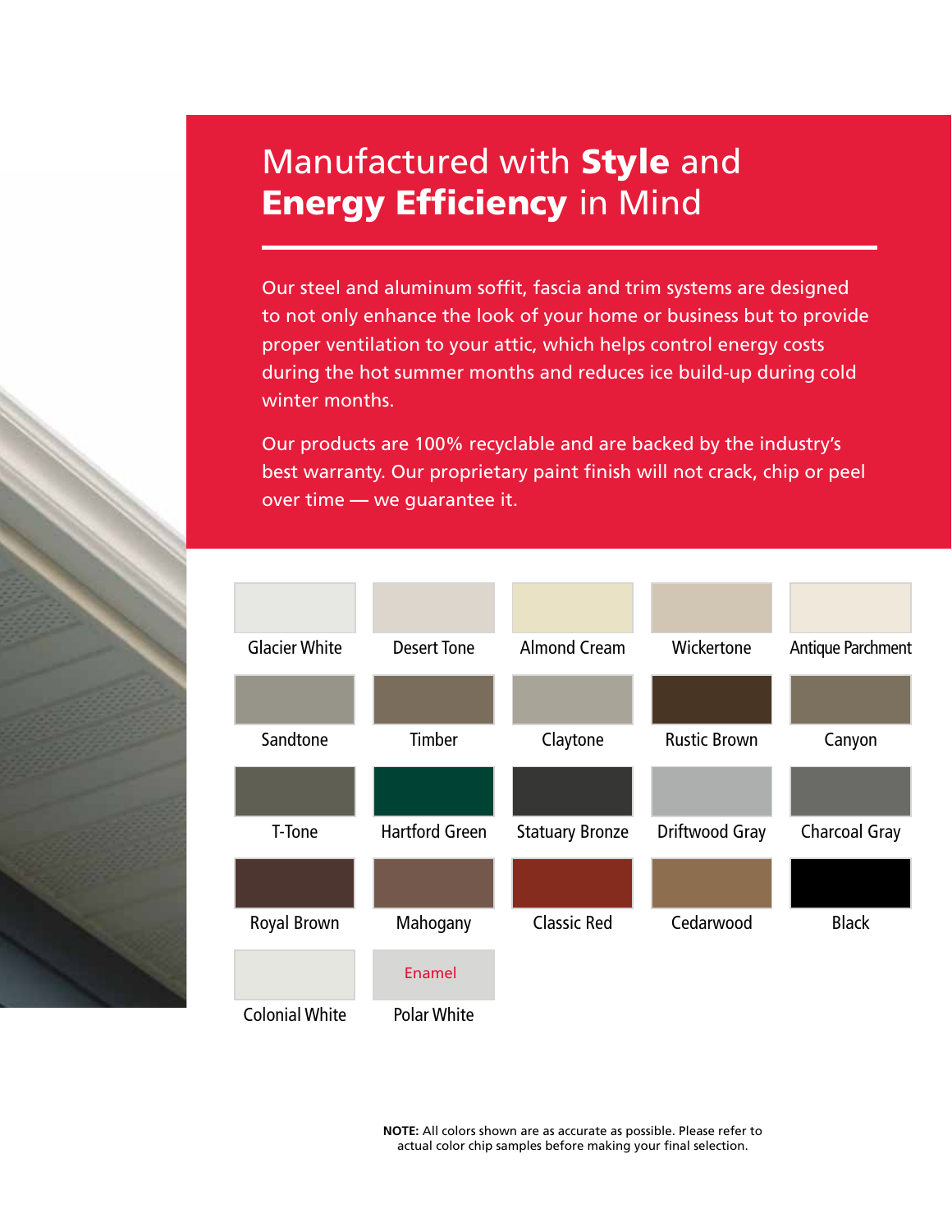# Manufactured with **Style** and **Energy Efficiency** in Mind

Our steel and aluminum soffit, fascia and trim systems are designed to not only enhance the look of your home or business but to provide proper ventilation to your attic, which helps control energy costs during the hot summer months and reduces ice build-up during cold winter months.

Our products are 100% recyclable and are backed by the industry's best warranty. Our proprietary paint finish will not crack, chip or peel over time — we guarantee it.

| | | | | |
|---|---|---|---|---|
| Glacier White | Desert Tone | Almond Cream | Wickertone | Antique Parchment |
| Sandtone | Timber | Claytone | Rustic Brown | Canyon |
| T-Tone | Hartford Green | Statuary Bronze | Driftwood Gray | Charcoal Gray |
| Royal Brown | Mahogany | Classic Red | Cedarwood | Black |
| Colonial White | Enamel Polar White | | | |

**NOTE:** All colors shown are as accurate as possible. Please refer to actual color chip samples before making your final selection.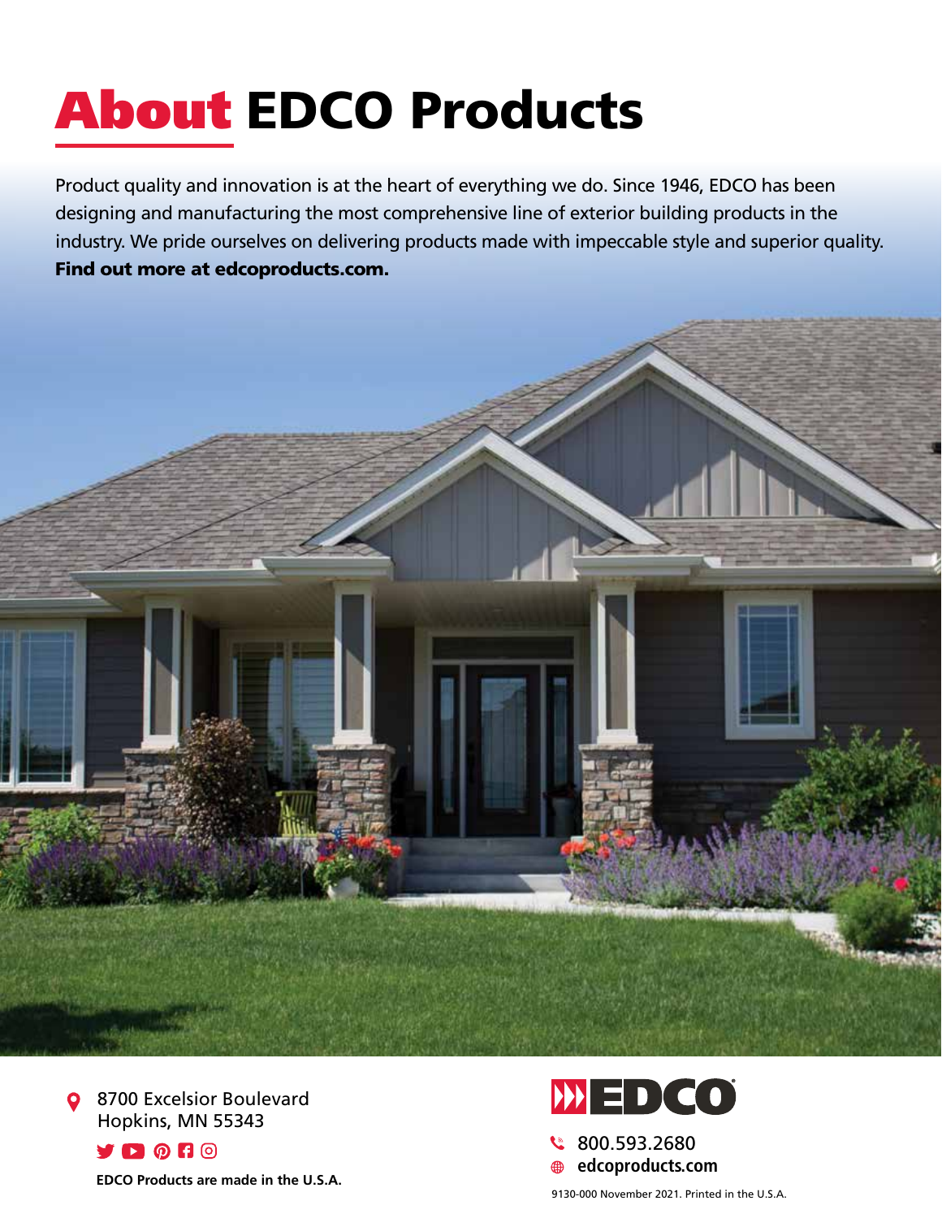# About EDCO Products

Product quality and innovation is at the heart of everything we do. Since 1946, EDCO has been designing and manufacturing the most comprehensive line of exterior building products in the industry. We pride ourselves on delivering products made with impeccable style and superior quality. **Find out more at edcoproducts.com.**

8700 Excelsior Boulevard
Hopkins, MN 55343

**EDCO Products are made in the U.S.A.**

EDCO

800.593.2680

**edcoproducts.com**

9130-000 November 2021. Printed in the U.S.A.